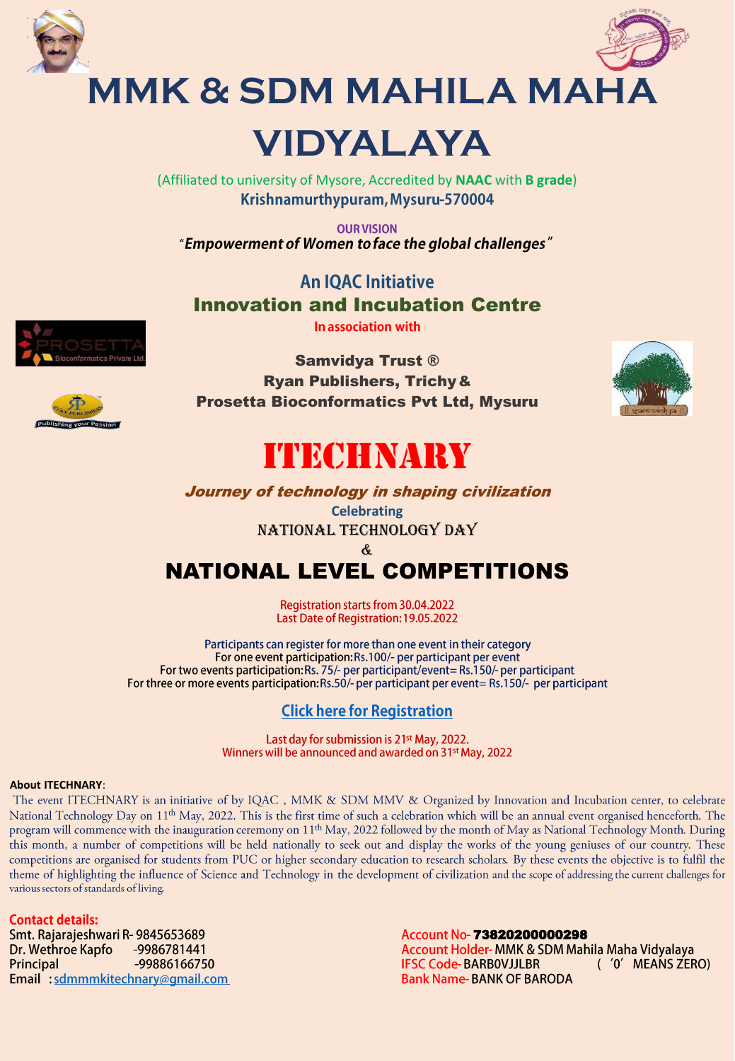# MMK & SDM MAHILA MAHA VIDYALAYA

(Affiliated to university of Mysore, Accredited by **NAAC** with **B grade**)

**Krishnamurthypuram, Mysuru-570004**

**OUR VISION**

*"Empowerment of Women to face the global challenges"*

## An IQAC Initiative

## Innovation and Incubation Centre

In association with

**Samvidya Trust ®**
**Ryan Publishers, Trichy &**
**Prosetta Bioconformatics Pvt Ltd, Mysuru**

# ITECHNARY

***Journey of technology in shaping civilization***

Celebrating

NATIONAL TECHNOLOGY DAY

&

## NATIONAL LEVEL COMPETITIONS

Registration starts from 30.04.2022
Last Date of Registration: 19.05.2022

Participants can register for more than one event in their category
For one event participation: Rs.100/- per participant per event
For two events participation: Rs. 75/- per participant/event= Rs.150/- per participant
For three or more events participation: Rs.50/- per participant per event= Rs.150/- per participant

**Click here for Registration**

Last day for submission is 21st May, 2022.
Winners will be announced and awarded on 31st May, 2022

**About ITECHNARY**:

The event ITECHNARY is an initiative of by IQAC , MMK & SDM MMV & Organized by Innovation and Incubation center, to celebrate National Technology Day on 11th May, 2022. This is the first time of such a celebration which will be an annual event organised henceforth. The program will commence with the inauguration ceremony on 11th May, 2022 followed by the month of May as National Technology Month. During this month, a number of competitions will be held nationally to seek out and display the works of the young geniuses of our country. These competitions are organised for students from PUC or higher secondary education to research scholars. By these events the objective is to fulfil the theme of highlighting the influence of Science and Technology in the development of civilization and the scope of addressing the current challenges for various sectors of standards of living.

**Contact details:**

Smt. Rajarajeshwari R- 9845653689
Dr. Wethroe Kapfo -9986781441
Principal -99886166750
Email : sdmmmkitechnary@gmail.com

Account No- **73820200000298**
Account Holder- MMK & SDM Mahila Maha Vidyalaya
IFSC Code- BARB0VJJLBR ( '0' MEANS ZERO)
Bank Name- BANK OF BARODA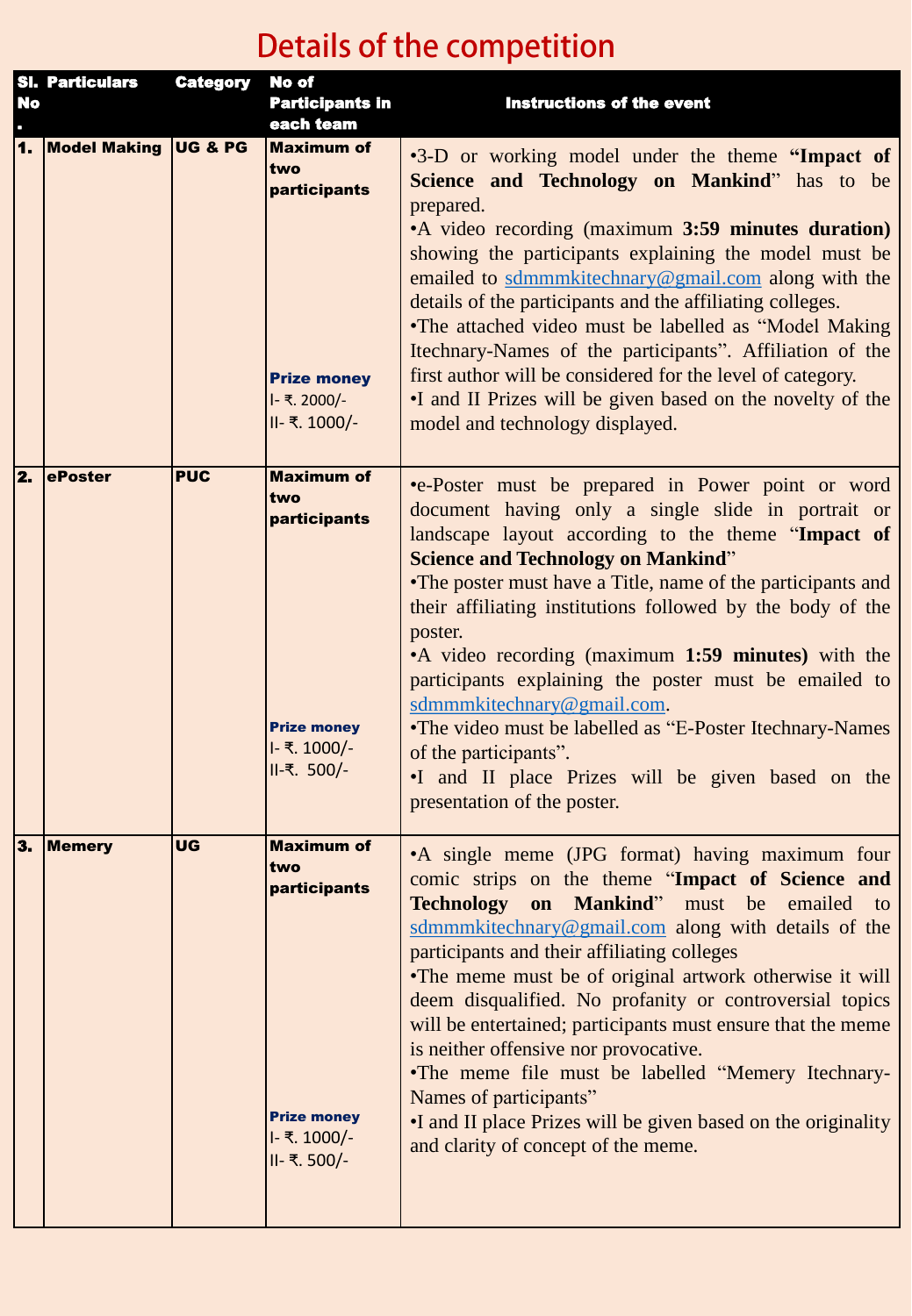# Details of the competition

| Sl. No. | Particulars | Category | No of Participants in each team | Instructions of the event |
|---|---|---|---|---|
| 1. | Model Making | UG & PG | Maximum of two participants<br><br>**Prize money**<br>I- ₹. 2000/-<br>II- ₹. 1000/- | •3-D or working model under the theme **"Impact of Science and Technology on Mankind"** has to be prepared.<br>•A video recording (maximum **3:59 minutes duration)** showing the participants explaining the model must be emailed to sdmmmkitechnary@gmail.com along with the details of the participants and the affiliating colleges.<br>•The attached video must be labelled as "Model Making Itechnary-Names of the participants". Affiliation of the first author will be considered for the level of category.<br>•I and II Prizes will be given based on the novelty of the model and technology displayed. |
| 2. | ePoster | PUC | Maximum of two participants<br><br>**Prize money**<br>I- ₹. 1000/-<br>II-₹. 500/- | •e-Poster must be prepared in Power point or word document having only a single slide in portrait or landscape layout according to the theme "**Impact of Science and Technology on Mankind**"<br>•The poster must have a Title, name of the participants and their affiliating institutions followed by the body of the poster.<br>•A video recording (maximum **1:59 minutes)** with the participants explaining the poster must be emailed to sdmmmkitechnary@gmail.com.<br>•The video must be labelled as "E-Poster Itechnary-Names of the participants".<br>•I and II place Prizes will be given based on the presentation of the poster. |
| 3. | Memery | UG | Maximum of two participants<br><br>**Prize money**<br>I- ₹. 1000/-<br>II- ₹. 500/- | •A single meme (JPG format) having maximum four comic strips on the theme "**Impact of Science and Technology on Mankind**" must be emailed to sdmmmkitechnary@gmail.com along with details of the participants and their affiliating colleges<br>•The meme must be of original artwork otherwise it will deem disqualified. No profanity or controversial topics will be entertained; participants must ensure that the meme is neither offensive nor provocative.<br>•The meme file must be labelled "Memery Itechnary-Names of participants"<br>•I and II place Prizes will be given based on the originality and clarity of concept of the meme. |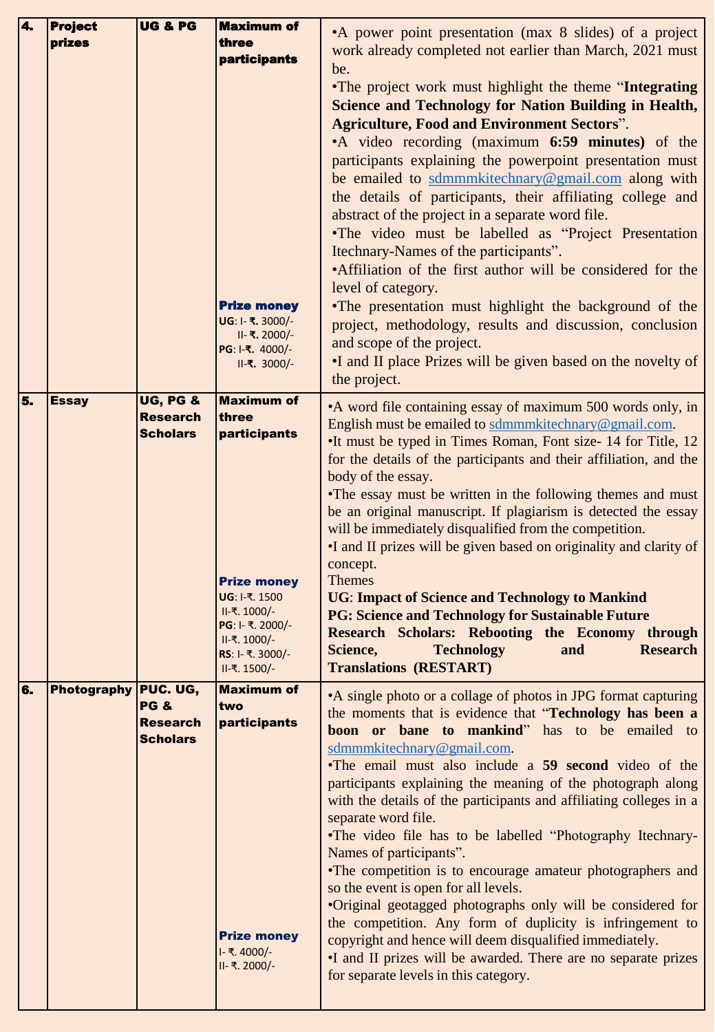| 4. | Project prizes | UG & PG | Maximum of three participants<br><br>**Prize money**<br>**UG**: I- ₹. 3000/-<br>II- ₹. 2000/-<br>**PG**: I-₹. 4000/-<br>II-₹. 3000/- | •A power point presentation (max 8 slides) of a project work already completed not earlier than March, 2021 must be.<br>•The project work must highlight the theme "**Integrating Science and Technology for Nation Building in Health, Agriculture, Food and Environment Sectors**".<br>•A video recording (maximum **6:59 minutes)** of the participants explaining the powerpoint presentation must be emailed to sdmmmkitechnary@gmail.com along with the details of participants, their affiliating college and abstract of the project in a separate word file.<br>•The video must be labelled as "Project Presentation Itechnary-Names of the participants".<br>•Affiliation of the first author will be considered for the level of category.<br>•The presentation must highlight the background of the project, methodology, results and discussion, conclusion and scope of the project.<br>•I and II place Prizes will be given based on the novelty of the project. |
|---|---|---|---|---|
| 5. | Essay | UG, PG & Research Scholars | Maximum of three participants<br><br>**Prize money**<br>**UG**: I-₹. 1500<br>II-₹. 1000/-<br>**PG**: I- ₹. 2000/-<br>II-₹. 1000/-<br>**RS**: I- ₹. 3000/-<br>II-₹. 1500/- | •A word file containing essay of maximum 500 words only, in English must be emailed to sdmmmkitechnary@gmail.com.<br>•It must be typed in Times Roman, Font size- 14 for Title, 12 for the details of the participants and their affiliation, and the body of the essay.<br>•The essay must be written in the following themes and must be an original manuscript. If plagiarism is detected the essay will be immediately disqualified from the competition.<br>•I and II prizes will be given based on originality and clarity of concept.<br>Themes<br>**UG**: **Impact of Science and Technology to Mankind**<br>**PG: Science and Technology for Sustainable Future**<br>**Research Scholars: Rebooting the Economy through Science, Technology and Research Translations (RESTART)** |
| 6. | Photography | PUC. UG, PG & Research Scholars | Maximum of two participants<br><br>**Prize money**<br>I- ₹. 4000/-<br>II- ₹. 2000/- | •A single photo or a collage of photos in JPG format capturing the moments that is evidence that "**Technology has been a boon or bane to mankind**" has to be emailed to sdmmmkitechnary@gmail.com.<br>•The email must also include a **59 second** video of the participants explaining the meaning of the photograph along with the details of the participants and affiliating colleges in a separate word file.<br>•The video file has to be labelled "Photography Itechnary-Names of participants".<br>•The competition is to encourage amateur photographers and so the event is open for all levels.<br>•Original geotagged photographs only will be considered for the competition. Any form of duplicity is infringement to copyright and hence will deem disqualified immediately.<br>•I and II prizes will be awarded. There are no separate prizes for separate levels in this category. |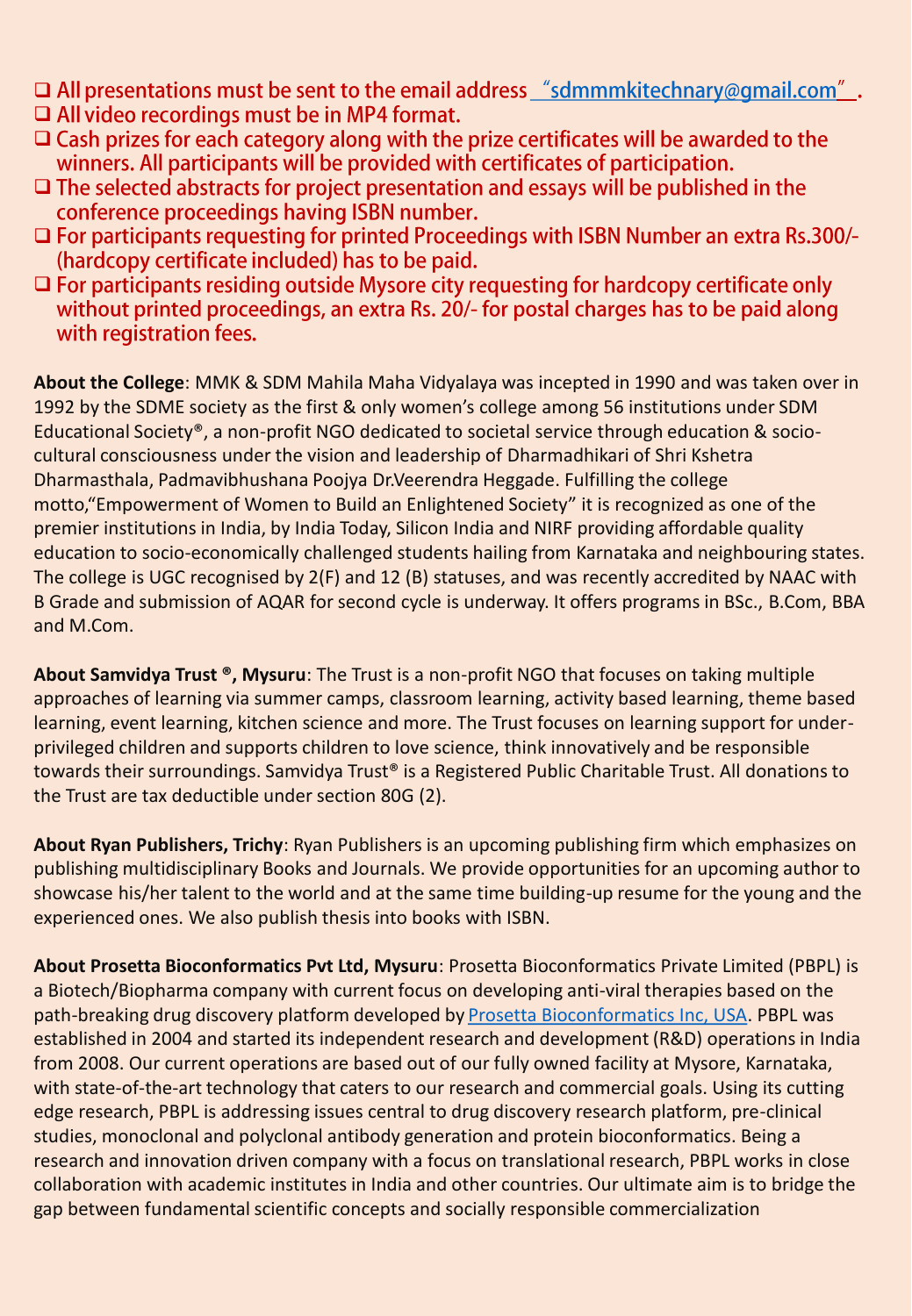- All presentations must be sent to the email address "sdmmmkitechnary@gmail.com".
- All video recordings must be in MP4 format.
- Cash prizes for each category along with the prize certificates will be awarded to the winners. All participants will be provided with certificates of participation.
- The selected abstracts for project presentation and essays will be published in the conference proceedings having ISBN number.
- For participants requesting for printed Proceedings with ISBN Number an extra Rs.300/- (hardcopy certificate included) has to be paid.
- For participants residing outside Mysore city requesting for hardcopy certificate only without printed proceedings, an extra Rs. 20/- for postal charges has to be paid along with registration fees.

**About the College**: MMK & SDM Mahila Maha Vidyalaya was incepted in 1990 and was taken over in 1992 by the SDME society as the first & only women's college among 56 institutions under SDM Educational Society®, a non-profit NGO dedicated to societal service through education & socio-cultural consciousness under the vision and leadership of Dharmadhikari of Shri Kshetra Dharmasthala, Padmavibhushana Poojya Dr.Veerendra Heggade. Fulfilling the college motto,"Empowerment of Women to Build an Enlightened Society" it is recognized as one of the premier institutions in India, by India Today, Silicon India and NIRF providing affordable quality education to socio-economically challenged students hailing from Karnataka and neighbouring states. The college is UGC recognised by 2(F) and 12 (B) statuses, and was recently accredited by NAAC with B Grade and submission of AQAR for second cycle is underway. It offers programs in BSc., B.Com, BBA and M.Com.

**About Samvidya Trust ®, Mysuru**: The Trust is a non-profit NGO that focuses on taking multiple approaches of learning via summer camps, classroom learning, activity based learning, theme based learning, event learning, kitchen science and more. The Trust focuses on learning support for under-privileged children and supports children to love science, think innovatively and be responsible towards their surroundings. Samvidya Trust® is a Registered Public Charitable Trust. All donations to the Trust are tax deductible under section 80G (2).

**About Ryan Publishers, Trichy**: Ryan Publishers is an upcoming publishing firm which emphasizes on publishing multidisciplinary Books and Journals. We provide opportunities for an upcoming author to showcase his/her talent to the world and at the same time building-up resume for the young and the experienced ones. We also publish thesis into books with ISBN.

**About Prosetta Bioconformatics Pvt Ltd, Mysuru**: Prosetta Bioconformatics Private Limited (PBPL) is a Biotech/Biopharma company with current focus on developing anti-viral therapies based on the path-breaking drug discovery platform developed by Prosetta Bioconformatics Inc, USA. PBPL was established in 2004 and started its independent research and development (R&D) operations in India from 2008. Our current operations are based out of our fully owned facility at Mysore, Karnataka, with state-of-the-art technology that caters to our research and commercial goals. Using its cutting edge research, PBPL is addressing issues central to drug discovery research platform, pre-clinical studies, monoclonal and polyclonal antibody generation and protein bioconformatics. Being a research and innovation driven company with a focus on translational research, PBPL works in close collaboration with academic institutes in India and other countries. Our ultimate aim is to bridge the gap between fundamental scientific concepts and socially responsible commercialization